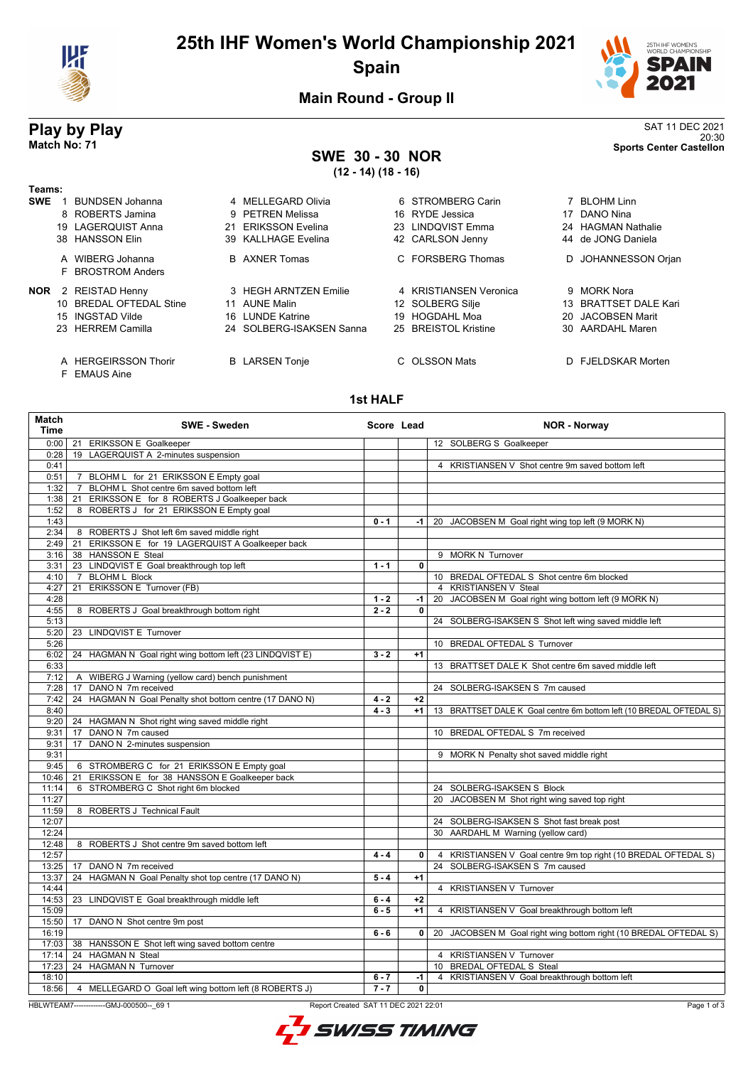# 25th IHF Women's World Championship 2021

## Spain

### Main Round - Group II

## Play by Play

**Match No: 71**

SAT 11 DEC 2021
20:30
**Sports Center Castellon**

## SWE 30 - 30 NOR

**(12 - 14) (18 - 16)**

**Teams:**

**SWE**
1 BUNDSEN Johanna, 4 MELLEGARD Olivia, 6 STROMBERG Carin, 7 BLOHM Linn
8 ROBERTS Jamina, 9 PETREN Melissa, 16 RYDE Jessica, 17 DANO Nina
19 LAGERQUIST Anna, 21 ERIKSSON Evelina, 23 LINDQVIST Emma, 24 HAGMAN Nathalie
38 HANSSON Elin, 39 KALLHAGE Evelina, 42 CARLSON Jenny, 44 de JONG Daniela

A WIBERG Johanna, B AXNER Tomas, C FORSBERG Thomas, D JOHANNESSON Orjan
F BROSTROM Anders

**NOR**
2 REISTAD Henny, 3 HEGH ARNTZEN Emilie, 4 KRISTIANSEN Veronica, 9 MORK Nora
10 BREDAL OFTEDAL Stine, 11 AUNE Malin, 12 SOLBERG Silje, 13 BRATTSET DALE Kari
15 INGSTAD Vilde, 16 LUNDE Katrine, 19 HOGDAHL Moa, 20 JACOBSEN Marit
23 HERREM Camilla, 24 SOLBERG-ISAKSEN Sanna, 25 BREISTOL Kristine, 30 AARDAHL Maren

A HERGEIRSSON Thorir, B LARSEN Tonje, C OLSSON Mats, D FJELDSKAR Morten
F EMAUS Aine

### 1st HALF

| Match Time | SWE - Sweden | Score | Lead | NOR - Norway |
|---|---|---|---|---|
| 0:00 | 21 ERIKSSON E Goalkeeper | | | 12 SOLBERG S Goalkeeper |
| 0:28 | 19 LAGERQUIST A 2-minutes suspension | | | |
| 0:41 | | | | 4 KRISTIANSEN V Shot centre 9m saved bottom left |
| 0:51 | 7 BLOHM L for 21 ERIKSSON E Empty goal | | | |
| 1:32 | 7 BLOHM L Shot centre 6m saved bottom left | | | |
| 1:38 | 21 ERIKSSON E for 8 ROBERTS J Goalkeeper back | | | |
| 1:52 | 8 ROBERTS J for 21 ERIKSSON E Empty goal | | | |
| 1:43 | | 0 - 1 | -1 | 20 JACOBSEN M Goal right wing top left (9 MORK N) |
| 2:34 | 8 ROBERTS J Shot left 6m saved middle right | | | |
| 2:49 | 21 ERIKSSON E for 19 LAGERQUIST A Goalkeeper back | | | |
| 3:16 | 38 HANSSON E Steal | | | 9 MORK N Turnover |
| 3:31 | 23 LINDQVIST E Goal breakthrough top left | 1 - 1 | 0 | |
| 4:10 | 7 BLOHM L Block | | | 10 BREDAL OFTEDAL S Shot centre 6m blocked |
| 4:27 | 21 ERIKSSON E Turnover (FB) | | | 4 KRISTIANSEN V Steal |
| 4:28 | | 1 - 2 | -1 | 20 JACOBSEN M Goal right wing bottom left (9 MORK N) |
| 4:55 | 8 ROBERTS J Goal breakthrough bottom right | 2 - 2 | 0 | |
| 5:13 | | | | 24 SOLBERG-ISAKSEN S Shot left wing saved middle left |
| 5:20 | 23 LINDQVIST E Turnover | | | |
| 5:26 | | | | 10 BREDAL OFTEDAL S Turnover |
| 6:02 | 24 HAGMAN N Goal right wing bottom left (23 LINDQVIST E) | 3 - 2 | +1 | |
| 6:33 | | | | 13 BRATTSET DALE K Shot centre 6m saved middle left |
| 7:12 | A WIBERG J Warning (yellow card) bench punishment | | | |
| 7:28 | 17 DANO N 7m received | | | 24 SOLBERG-ISAKSEN S 7m caused |
| 7:42 | 24 HAGMAN N Goal Penalty shot bottom centre (17 DANO N) | 4 - 2 | +2 | |
| 8:40 | | 4 - 3 | +1 | 13 BRATTSET DALE K Goal centre 6m bottom left (10 BREDAL OFTEDAL S) |
| 9:20 | 24 HAGMAN N Shot right wing saved middle right | | | |
| 9:31 | 17 DANO N 7m caused | | | 10 BREDAL OFTEDAL S 7m received |
| 9:31 | 17 DANO N 2-minutes suspension | | | |
| 9:31 | | | | 9 MORK N Penalty shot saved middle right |
| 9:45 | 6 STROMBERG C for 21 ERIKSSON E Empty goal | | | |
| 10:46 | 21 ERIKSSON E for 38 HANSSON E Goalkeeper back | | | |
| 11:14 | 6 STROMBERG C Shot right 6m blocked | | | 24 SOLBERG-ISAKSEN S Block |
| 11:27 | | | | 20 JACOBSEN M Shot right wing saved top right |
| 11:59 | 8 ROBERTS J Technical Fault | | | |
| 12:07 | | | | 24 SOLBERG-ISAKSEN S Shot fast break post |
| 12:24 | | | | 30 AARDAHL M Warning (yellow card) |
| 12:48 | 8 ROBERTS J Shot centre 9m saved bottom left | | | |
| 12:57 | | 4 - 4 | 0 | 4 KRISTIANSEN V Goal centre 9m top right (10 BREDAL OFTEDAL S) |
| 13:25 | 17 DANO N 7m received | | | 24 SOLBERG-ISAKSEN S 7m caused |
| 13:37 | 24 HAGMAN N Goal Penalty shot top centre (17 DANO N) | 5 - 4 | +1 | |
| 14:44 | | | | 4 KRISTIANSEN V Turnover |
| 14:53 | 23 LINDQVIST E Goal breakthrough middle left | 6 - 4 | +2 | |
| 15:09 | | 6 - 5 | +1 | 4 KRISTIANSEN V Goal breakthrough bottom left |
| 15:50 | 17 DANO N Shot centre 9m post | | | |
| 16:19 | | 6 - 6 | 0 | 20 JACOBSEN M Goal right wing bottom right (10 BREDAL OFTEDAL S) |
| 17:03 | 38 HANSSON E Shot left wing saved bottom centre | | | |
| 17:14 | 24 HAGMAN N Steal | | | 4 KRISTIANSEN V Turnover |
| 17:23 | 24 HAGMAN N Turnover | | | 10 BREDAL OFTEDAL S Steal |
| 18:10 | | 6 - 7 | -1 | 4 KRISTIANSEN V Goal breakthrough bottom left |
| 18:56 | 4 MELLEGARD O Goal left wing bottom left (8 ROBERTS J) | 7 - 7 | 0 | |

HBLWTEAM7-------------GMJ-000500--_69 1 Report Created SAT 11 DEC 2021 22:01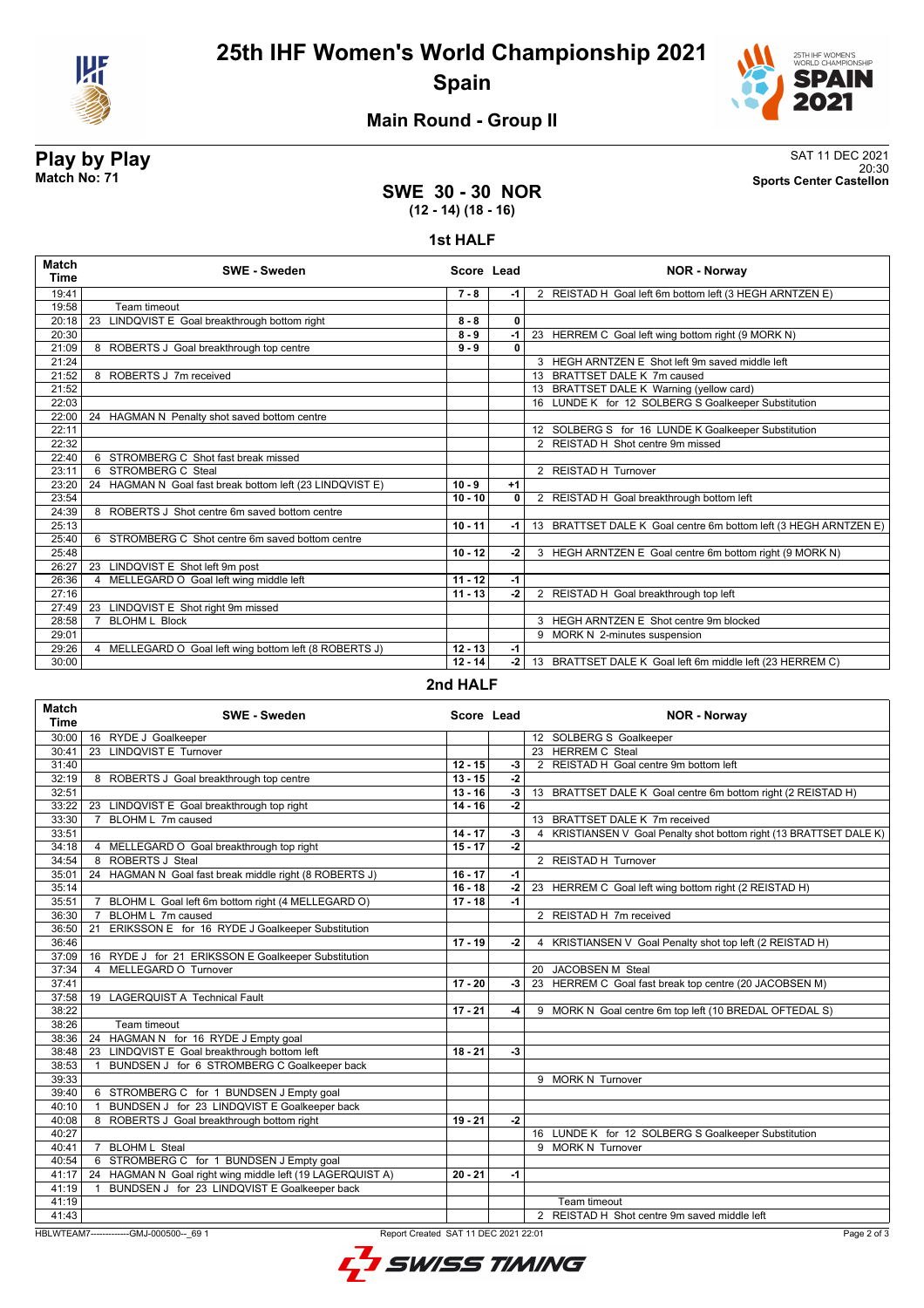# 25th IHF Women's World Championship 2021

## Spain

### Main Round - Group II

**Play by Play**
**Match No: 71**

SAT 11 DEC 2021
20:30
**Sports Center Castellon**

## SWE 30 - 30 NOR
**(12 - 14) (18 - 16)**

### 1st HALF

| Match Time | SWE - Sweden | Score | Lead | NOR - Norway |
|---|---|---|---|---|
| 19:41 | | 7 - 8 | -1 | 2 REISTAD H Goal left 6m bottom left (3 HEGH ARNTZEN E) |
| 19:58 | Team timeout | | | |
| 20:18 | 23 LINDQVIST E Goal breakthrough bottom right | 8 - 8 | 0 | |
| 20:30 | | 8 - 9 | -1 | 23 HERREM C Goal left wing bottom right (9 MORK N) |
| 21:09 | 8 ROBERTS J Goal breakthrough top centre | 9 - 9 | 0 | |
| 21:24 | | | | 3 HEGH ARNTZEN E Shot left 9m saved middle left |
| 21:52 | 8 ROBERTS J 7m received | | | 13 BRATTSET DALE K 7m caused |
| 21:52 | | | | 13 BRATTSET DALE K Warning (yellow card) |
| 22:03 | | | | 16 LUNDE K for 12 SOLBERG S Goalkeeper Substitution |
| 22:00 | 24 HAGMAN N Penalty shot saved bottom centre | | | |
| 22:11 | | | | 12 SOLBERG S for 16 LUNDE K Goalkeeper Substitution |
| 22:32 | | | | 2 REISTAD H Shot centre 9m missed |
| 22:40 | 6 STROMBERG C Shot fast break missed | | | |
| 23:11 | 6 STROMBERG C Steal | | | 2 REISTAD H Turnover |
| 23:20 | 24 HAGMAN N Goal fast break bottom left (23 LINDQVIST E) | 10 - 9 | +1 | |
| 23:54 | | 10 - 10 | 0 | 2 REISTAD H Goal breakthrough bottom left |
| 24:39 | 8 ROBERTS J Shot centre 6m saved bottom centre | | | |
| 25:13 | | 10 - 11 | -1 | 13 BRATTSET DALE K Goal centre 6m bottom left (3 HEGH ARNTZEN E) |
| 25:40 | 6 STROMBERG C Shot centre 6m saved bottom centre | | | |
| 25:48 | | 10 - 12 | -2 | 3 HEGH ARNTZEN E Goal centre 6m bottom right (9 MORK N) |
| 26:27 | 23 LINDQVIST E Shot left 9m post | | | |
| 26:36 | 4 MELLEGARD O Goal left wing middle left | 11 - 12 | -1 | |
| 27:16 | | 11 - 13 | -2 | 2 REISTAD H Goal breakthrough top left |
| 27:49 | 23 LINDQVIST E Shot right 9m missed | | | |
| 28:58 | 7 BLOHM L Block | | | 3 HEGH ARNTZEN E Shot centre 9m blocked |
| 29:01 | | | | 9 MORK N 2-minutes suspension |
| 29:26 | 4 MELLEGARD O Goal left wing bottom left (8 ROBERTS J) | 12 - 13 | -1 | |
| 30:00 | | 12 - 14 | -2 | 13 BRATTSET DALE K Goal left 6m middle left (23 HERREM C) |

### 2nd HALF

| Match Time | SWE - Sweden | Score | Lead | NOR - Norway |
|---|---|---|---|---|
| 30:00 | 16 RYDE J Goalkeeper | | | 12 SOLBERG S Goalkeeper |
| 30:41 | 23 LINDQVIST E Turnover | | | 23 HERREM C Steal |
| 31:40 | | 12 - 15 | -3 | 2 REISTAD H Goal centre 9m bottom left |
| 32:19 | 8 ROBERTS J Goal breakthrough top centre | 13 - 15 | -2 | |
| 32:51 | | 13 - 16 | -3 | 13 BRATTSET DALE K Goal centre 6m bottom right (2 REISTAD H) |
| 33:22 | 23 LINDQVIST E Goal breakthrough top right | 14 - 16 | -2 | |
| 33:30 | 7 BLOHM L 7m caused | | | 13 BRATTSET DALE K 7m received |
| 33:51 | | 14 - 17 | -3 | 4 KRISTIANSEN V Goal Penalty shot bottom right (13 BRATTSET DALE K) |
| 34:18 | 4 MELLEGARD O Goal breakthrough top right | 15 - 17 | -2 | |
| 34:54 | 8 ROBERTS J Steal | | | 2 REISTAD H Turnover |
| 35:01 | 24 HAGMAN N Goal fast break middle right (8 ROBERTS J) | 16 - 17 | -1 | |
| 35:14 | | 16 - 18 | -2 | 23 HERREM C Goal left wing bottom right (2 REISTAD H) |
| 35:51 | 7 BLOHM L Goal left 6m bottom right (4 MELLEGARD O) | 17 - 18 | -1 | |
| 36:30 | 7 BLOHM L 7m caused | | | 2 REISTAD H 7m received |
| 36:50 | 21 ERIKSSON E for 16 RYDE J Goalkeeper Substitution | | | |
| 36:46 | | 17 - 19 | -2 | 4 KRISTIANSEN V Goal Penalty shot top left (2 REISTAD H) |
| 37:09 | 16 RYDE J for 21 ERIKSSON E Goalkeeper Substitution | | | |
| 37:34 | 4 MELLEGARD O Turnover | | | 20 JACOBSEN M Steal |
| 37:41 | | 17 - 20 | -3 | 23 HERREM C Goal fast break top centre (20 JACOBSEN M) |
| 37:58 | 19 LAGERQUIST A Technical Fault | | | |
| 38:22 | | 17 - 21 | -4 | 9 MORK N Goal centre 6m top left (10 BREDAL OFTEDAL S) |
| 38:26 | Team timeout | | | |
| 38:36 | 24 HAGMAN N for 16 RYDE J Empty goal | | | |
| 38:48 | 23 LINDQVIST E Goal breakthrough bottom left | 18 - 21 | -3 | |
| 38:53 | 1 BUNDSEN J for 6 STROMBERG C Goalkeeper back | | | |
| 39:33 | | | | 9 MORK N Turnover |
| 39:40 | 6 STROMBERG C for 1 BUNDSEN J Empty goal | | | |
| 40:10 | 1 BUNDSEN J for 23 LINDQVIST E Goalkeeper back | | | |
| 40:08 | 8 ROBERTS J Goal breakthrough bottom right | 19 - 21 | -2 | |
| 40:27 | | | | 16 LUNDE K for 12 SOLBERG S Goalkeeper Substitution |
| 40:41 | 7 BLOHM L Steal | | | 9 MORK N Turnover |
| 40:54 | 6 STROMBERG C for 1 BUNDSEN J Empty goal | | | |
| 41:17 | 24 HAGMAN N Goal right wing middle left (19 LAGERQUIST A) | 20 - 21 | -1 | |
| 41:19 | 1 BUNDSEN J for 23 LINDQVIST E Goalkeeper back | | | |
| 41:19 | | | | Team timeout |
| 41:43 | | | | 2 REISTAD H Shot centre 9m saved middle left |

HBLWTEAM7-------------GMJ-000500--_69 1 Report Created SAT 11 DEC 2021 22:01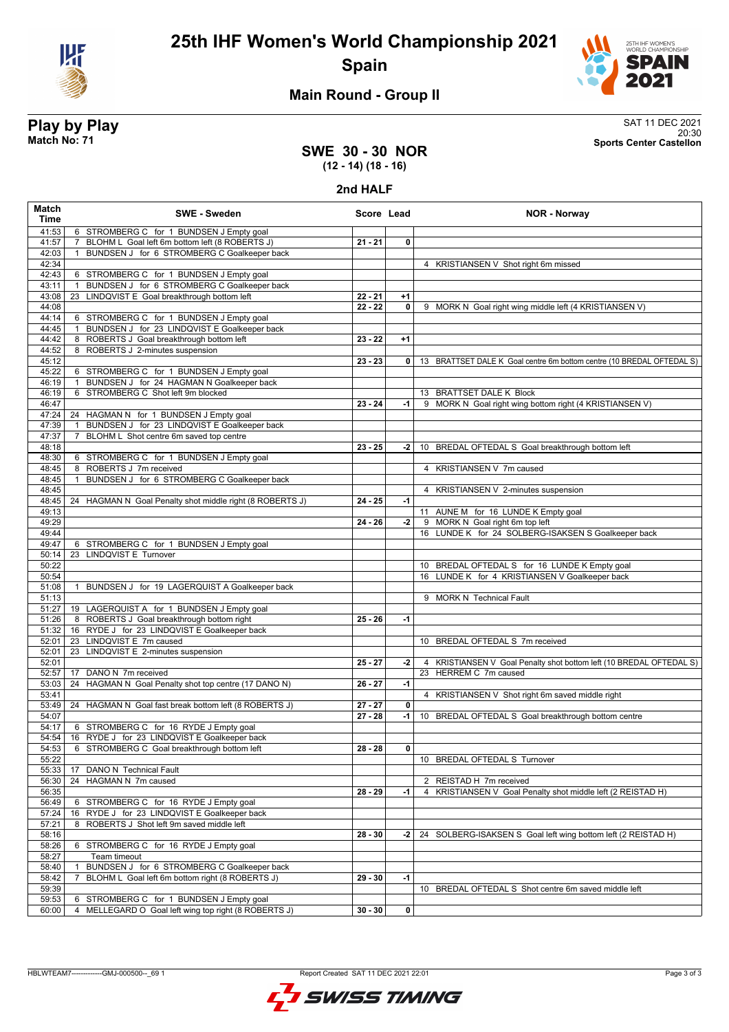# 25th IHF Women's World Championship 2021

## Spain

### Main Round - Group II

**Play by Play**
**Match No: 71**

SAT 11 DEC 2021
20:30
**Sports Center Castellon**

## SWE 30 - 30 NOR

**(12 - 14) (18 - 16)**

### 2nd HALF

| Match Time | SWE - Sweden | Score | Lead | NOR - Norway |
|---|---|---|---|---|
| 41:53 | 6 STROMBERG C for 1 BUNDSEN J Empty goal | | | |
| 41:57 | 7 BLOHM L Goal left 6m bottom left (8 ROBERTS J) | 21 - 21 | 0 | |
| 42:03 | 1 BUNDSEN J for 6 STROMBERG C Goalkeeper back | | | |
| 42:34 | | | | 4 KRISTIANSEN V Shot right 6m missed |
| 42:43 | 6 STROMBERG C for 1 BUNDSEN J Empty goal | | | |
| 43:11 | 1 BUNDSEN J for 6 STROMBERG C Goalkeeper back | | | |
| 43:08 | 23 LINDQVIST E Goal breakthrough bottom left | 22 - 21 | +1 | |
| 44:08 | | 22 - 22 | 0 | 9 MORK N Goal right wing middle left (4 KRISTIANSEN V) |
| 44:14 | 6 STROMBERG C for 1 BUNDSEN J Empty goal | | | |
| 44:45 | 1 BUNDSEN J for 23 LINDQVIST E Goalkeeper back | | | |
| 44:42 | 8 ROBERTS J Goal breakthrough bottom left | 23 - 22 | +1 | |
| 44:52 | 8 ROBERTS J 2-minutes suspension | | | |
| 45:12 | | 23 - 23 | 0 | 13 BRATTSET DALE K Goal centre 6m bottom centre (10 BREDAL OFTEDAL S) |
| 45:22 | 6 STROMBERG C for 1 BUNDSEN J Empty goal | | | |
| 46:19 | 1 BUNDSEN J for 24 HAGMAN N Goalkeeper back | | | |
| 46:19 | 6 STROMBERG C Shot left 9m blocked | | | 13 BRATTSET DALE K Block |
| 46:47 | | 23 - 24 | -1 | 9 MORK N Goal right wing bottom right (4 KRISTIANSEN V) |
| 47:24 | 24 HAGMAN N for 1 BUNDSEN J Empty goal | | | |
| 47:39 | 1 BUNDSEN J for 23 LINDQVIST E Goalkeeper back | | | |
| 47:37 | 7 BLOHM L Shot centre 6m saved top centre | | | |
| 48:18 | | 23 - 25 | -2 | 10 BREDAL OFTEDAL S Goal breakthrough bottom left |
| 48:30 | 6 STROMBERG C for 1 BUNDSEN J Empty goal | | | |
| 48:45 | 8 ROBERTS J 7m received | | | 4 KRISTIANSEN V 7m caused |
| 48:45 | 1 BUNDSEN J for 6 STROMBERG C Goalkeeper back | | | |
| 48:45 | | | | 4 KRISTIANSEN V 2-minutes suspension |
| 48:45 | 24 HAGMAN N Goal Penalty shot middle right (8 ROBERTS J) | 24 - 25 | -1 | |
| 49:13 | | | | 11 AUNE M for 16 LUNDE K Empty goal |
| 49:29 | | 24 - 26 | -2 | 9 MORK N Goal right 6m top left |
| 49:44 | | | | 16 LUNDE K for 24 SOLBERG-ISAKSEN S Goalkeeper back |
| 49:47 | 6 STROMBERG C for 1 BUNDSEN J Empty goal | | | |
| 50:14 | 23 LINDQVIST E Turnover | | | |
| 50:22 | | | | 10 BREDAL OFTEDAL S for 16 LUNDE K Empty goal |
| 50:54 | | | | 16 LUNDE K for 4 KRISTIANSEN V Goalkeeper back |
| 51:08 | 1 BUNDSEN J for 19 LAGERQUIST A Goalkeeper back | | | |
| 51:13 | | | | 9 MORK N Technical Fault |
| 51:27 | 19 LAGERQUIST A for 1 BUNDSEN J Empty goal | | | |
| 51:26 | 8 ROBERTS J Goal breakthrough bottom right | 25 - 26 | -1 | |
| 51:32 | 16 RYDE J for 23 LINDQVIST E Goalkeeper back | | | |
| 52:01 | 23 LINDQVIST E 7m caused | | | 10 BREDAL OFTEDAL S 7m received |
| 52:01 | 23 LINDQVIST E 2-minutes suspension | | | |
| 52:01 | | 25 - 27 | -2 | 4 KRISTIANSEN V Goal Penalty shot bottom left (10 BREDAL OFTEDAL S) |
| 52:57 | 17 DANO N 7m received | | | 23 HERREM C 7m caused |
| 53:03 | 24 HAGMAN N Goal Penalty shot top centre (17 DANO N) | 26 - 27 | -1 | |
| 53:41 | | | | 4 KRISTIANSEN V Shot right 6m saved middle right |
| 53:49 | 24 HAGMAN N Goal fast break bottom left (8 ROBERTS J) | 27 - 27 | 0 | |
| 54:07 | | 27 - 28 | -1 | 10 BREDAL OFTEDAL S Goal breakthrough bottom centre |
| 54:17 | 6 STROMBERG C for 16 RYDE J Empty goal | | | |
| 54:54 | 16 RYDE J for 23 LINDQVIST E Goalkeeper back | | | |
| 54:53 | 6 STROMBERG C Goal breakthrough bottom left | 28 - 28 | 0 | |
| 55:22 | | | | 10 BREDAL OFTEDAL S Turnover |
| 55:33 | 17 DANO N Technical Fault | | | |
| 56:30 | 24 HAGMAN N 7m caused | | | 2 REISTAD H 7m received |
| 56:35 | | 28 - 29 | -1 | 4 KRISTIANSEN V Goal Penalty shot middle left (2 REISTAD H) |
| 56:49 | 6 STROMBERG C for 16 RYDE J Empty goal | | | |
| 57:24 | 16 RYDE J for 23 LINDQVIST E Goalkeeper back | | | |
| 57:21 | 8 ROBERTS J Shot left 9m saved middle left | | | |
| 58:16 | | 28 - 30 | -2 | 24 SOLBERG-ISAKSEN S Goal left wing bottom left (2 REISTAD H) |
| 58:26 | 6 STROMBERG C for 16 RYDE J Empty goal | | | |
| 58:27 | Team timeout | | | |
| 58:40 | 1 BUNDSEN J for 6 STROMBERG C Goalkeeper back | | | |
| 58:42 | 7 BLOHM L Goal left 6m bottom right (8 ROBERTS J) | 29 - 30 | -1 | |
| 59:39 | | | | 10 BREDAL OFTEDAL S Shot centre 6m saved middle left |
| 59:53 | 6 STROMBERG C for 1 BUNDSEN J Empty goal | | | |
| 60:00 | 4 MELLEGARD O Goal left wing top right (8 ROBERTS J) | 30 - 30 | 0 | |

HBLWTEAM7-------------GMJ-000500--_69 1 Report Created SAT 11 DEC 2021 22:01